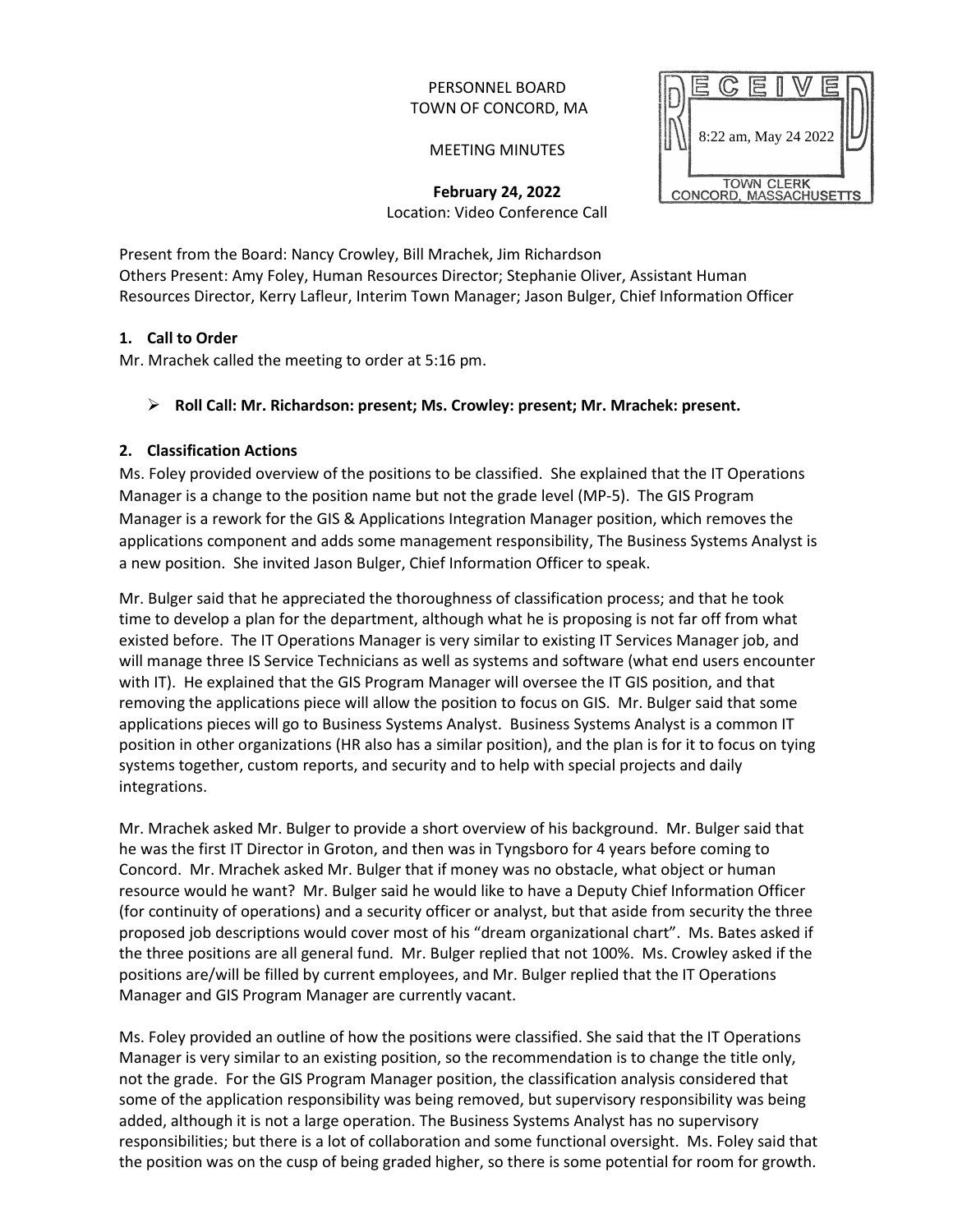PERSONNEL BOARD
TOWN OF CONCORD, MA

MEETING MINUTES

RECEIVED
8:22 am, May 24 2022
TOWN CLERK
CONCORD, MASSACHUSETTS

**February 24, 2022**
Location: Video Conference Call

Present from the Board: Nancy Crowley, Bill Mrachek, Jim Richardson
Others Present: Amy Foley, Human Resources Director; Stephanie Oliver, Assistant Human Resources Director, Kerry Lafleur, Interim Town Manager; Jason Bulger, Chief Information Officer

**1. Call to Order**

Mr. Mrachek called the meeting to order at 5:16 pm.

- **Roll Call: Mr. Richardson: present; Ms. Crowley: present; Mr. Mrachek: present.**

**2. Classification Actions**

Ms. Foley provided overview of the positions to be classified. She explained that the IT Operations Manager is a change to the position name but not the grade level (MP-5). The GIS Program Manager is a rework for the GIS & Applications Integration Manager position, which removes the applications component and adds some management responsibility, The Business Systems Analyst is a new position. She invited Jason Bulger, Chief Information Officer to speak.

Mr. Bulger said that he appreciated the thoroughness of classification process; and that he took time to develop a plan for the department, although what he is proposing is not far off from what existed before. The IT Operations Manager is very similar to existing IT Services Manager job, and will manage three IS Service Technicians as well as systems and software (what end users encounter with IT). He explained that the GIS Program Manager will oversee the IT GIS position, and that removing the applications piece will allow the position to focus on GIS. Mr. Bulger said that some applications pieces will go to Business Systems Analyst. Business Systems Analyst is a common IT position in other organizations (HR also has a similar position), and the plan is for it to focus on tying systems together, custom reports, and security and to help with special projects and daily integrations.

Mr. Mrachek asked Mr. Bulger to provide a short overview of his background. Mr. Bulger said that he was the first IT Director in Groton, and then was in Tyngsboro for 4 years before coming to Concord. Mr. Mrachek asked Mr. Bulger that if money was no obstacle, what object or human resource would he want? Mr. Bulger said he would like to have a Deputy Chief Information Officer (for continuity of operations) and a security officer or analyst, but that aside from security the three proposed job descriptions would cover most of his "dream organizational chart". Ms. Bates asked if the three positions are all general fund. Mr. Bulger replied that not 100%. Ms. Crowley asked if the positions are/will be filled by current employees, and Mr. Bulger replied that the IT Operations Manager and GIS Program Manager are currently vacant.

Ms. Foley provided an outline of how the positions were classified. She said that the IT Operations Manager is very similar to an existing position, so the recommendation is to change the title only, not the grade. For the GIS Program Manager position, the classification analysis considered that some of the application responsibility was being removed, but supervisory responsibility was being added, although it is not a large operation. The Business Systems Analyst has no supervisory responsibilities; but there is a lot of collaboration and some functional oversight. Ms. Foley said that the position was on the cusp of being graded higher, so there is some potential for room for growth.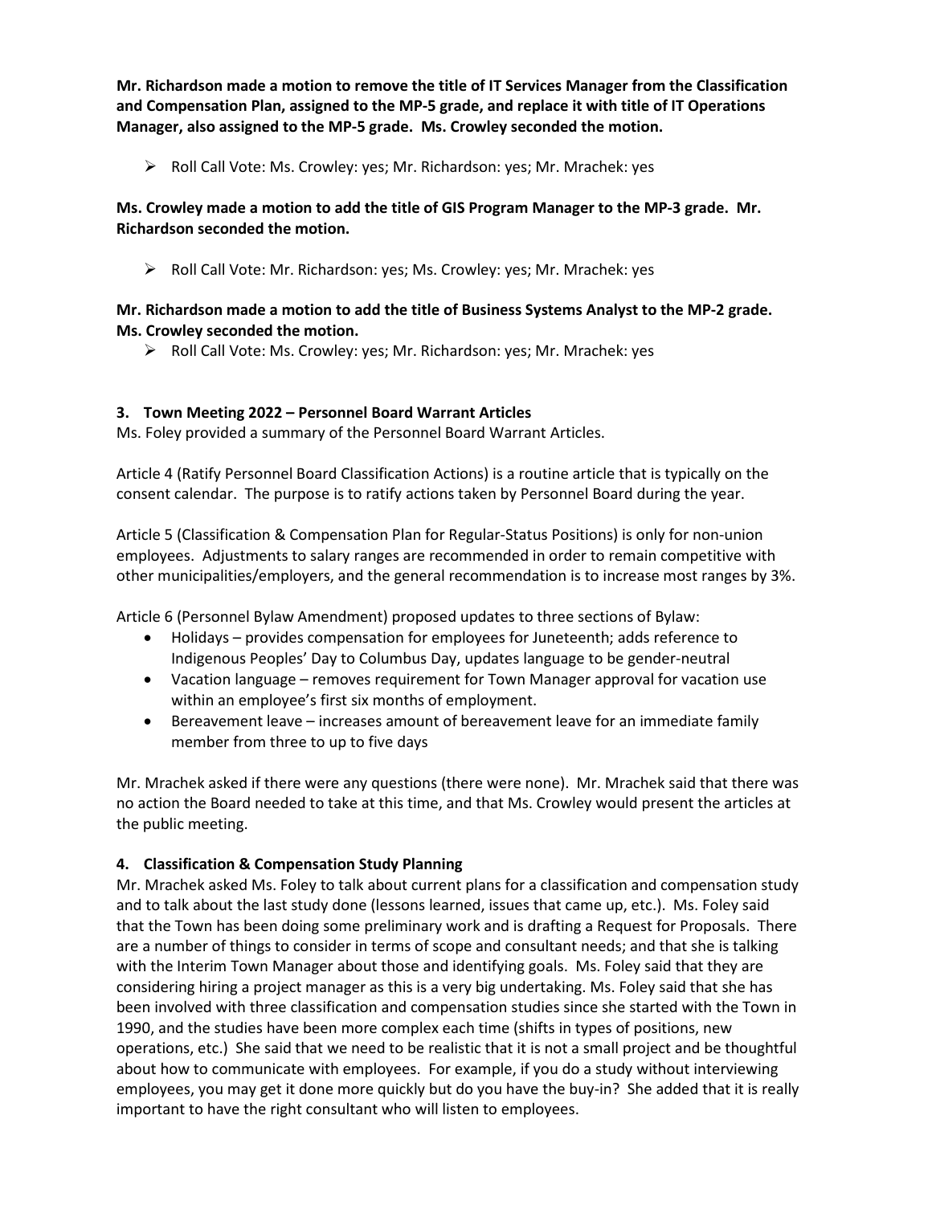**Mr. Richardson made a motion to remove the title of IT Services Manager from the Classification and Compensation Plan, assigned to the MP-5 grade, and replace it with title of IT Operations Manager, also assigned to the MP-5 grade. Ms. Crowley seconded the motion.**

- Roll Call Vote: Ms. Crowley: yes; Mr. Richardson: yes; Mr. Mrachek: yes

**Ms. Crowley made a motion to add the title of GIS Program Manager to the MP-3 grade. Mr. Richardson seconded the motion.**

- Roll Call Vote: Mr. Richardson: yes; Ms. Crowley: yes; Mr. Mrachek: yes

**Mr. Richardson made a motion to add the title of Business Systems Analyst to the MP-2 grade. Ms. Crowley seconded the motion.**

- Roll Call Vote: Ms. Crowley: yes; Mr. Richardson: yes; Mr. Mrachek: yes

**3. Town Meeting 2022 – Personnel Board Warrant Articles**

Ms. Foley provided a summary of the Personnel Board Warrant Articles.

Article 4 (Ratify Personnel Board Classification Actions) is a routine article that is typically on the consent calendar. The purpose is to ratify actions taken by Personnel Board during the year.

Article 5 (Classification & Compensation Plan for Regular-Status Positions) is only for non-union employees. Adjustments to salary ranges are recommended in order to remain competitive with other municipalities/employers, and the general recommendation is to increase most ranges by 3%.

Article 6 (Personnel Bylaw Amendment) proposed updates to three sections of Bylaw:

- Holidays – provides compensation for employees for Juneteenth; adds reference to Indigenous Peoples' Day to Columbus Day, updates language to be gender-neutral
- Vacation language – removes requirement for Town Manager approval for vacation use within an employee's first six months of employment.
- Bereavement leave – increases amount of bereavement leave for an immediate family member from three to up to five days

Mr. Mrachek asked if there were any questions (there were none). Mr. Mrachek said that there was no action the Board needed to take at this time, and that Ms. Crowley would present the articles at the public meeting.

**4. Classification & Compensation Study Planning**

Mr. Mrachek asked Ms. Foley to talk about current plans for a classification and compensation study and to talk about the last study done (lessons learned, issues that came up, etc.). Ms. Foley said that the Town has been doing some preliminary work and is drafting a Request for Proposals. There are a number of things to consider in terms of scope and consultant needs; and that she is talking with the Interim Town Manager about those and identifying goals. Ms. Foley said that they are considering hiring a project manager as this is a very big undertaking. Ms. Foley said that she has been involved with three classification and compensation studies since she started with the Town in 1990, and the studies have been more complex each time (shifts in types of positions, new operations, etc.) She said that we need to be realistic that it is not a small project and be thoughtful about how to communicate with employees. For example, if you do a study without interviewing employees, you may get it done more quickly but do you have the buy-in? She added that it is really important to have the right consultant who will listen to employees.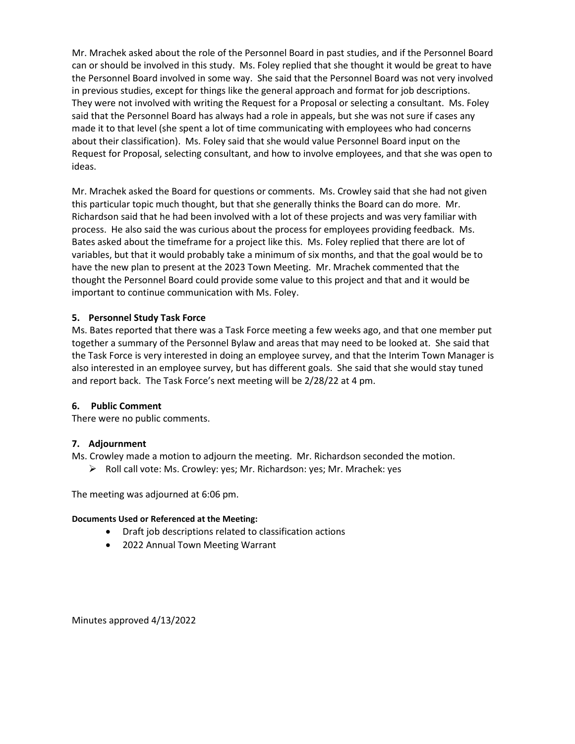Mr. Mrachek asked about the role of the Personnel Board in past studies, and if the Personnel Board can or should be involved in this study. Ms. Foley replied that she thought it would be great to have the Personnel Board involved in some way. She said that the Personnel Board was not very involved in previous studies, except for things like the general approach and format for job descriptions. They were not involved with writing the Request for a Proposal or selecting a consultant. Ms. Foley said that the Personnel Board has always had a role in appeals, but she was not sure if cases any made it to that level (she spent a lot of time communicating with employees who had concerns about their classification). Ms. Foley said that she would value Personnel Board input on the Request for Proposal, selecting consultant, and how to involve employees, and that she was open to ideas.

Mr. Mrachek asked the Board for questions or comments. Ms. Crowley said that she had not given this particular topic much thought, but that she generally thinks the Board can do more. Mr. Richardson said that he had been involved with a lot of these projects and was very familiar with process. He also said the was curious about the process for employees providing feedback. Ms. Bates asked about the timeframe for a project like this. Ms. Foley replied that there are lot of variables, but that it would probably take a minimum of six months, and that the goal would be to have the new plan to present at the 2023 Town Meeting. Mr. Mrachek commented that the thought the Personnel Board could provide some value to this project and that and it would be important to continue communication with Ms. Foley.

### 5. Personnel Study Task Force

Ms. Bates reported that there was a Task Force meeting a few weeks ago, and that one member put together a summary of the Personnel Bylaw and areas that may need to be looked at. She said that the Task Force is very interested in doing an employee survey, and that the Interim Town Manager is also interested in an employee survey, but has different goals. She said that she would stay tuned and report back. The Task Force's next meeting will be 2/28/22 at 4 pm.

### 6. Public Comment

There were no public comments.

### 7. Adjournment

Ms. Crowley made a motion to adjourn the meeting. Mr. Richardson seconded the motion.

- Roll call vote: Ms. Crowley: yes; Mr. Richardson: yes; Mr. Mrachek: yes

The meeting was adjourned at 6:06 pm.

**Documents Used or Referenced at the Meeting:**

- Draft job descriptions related to classification actions
- 2022 Annual Town Meeting Warrant

Minutes approved 4/13/2022